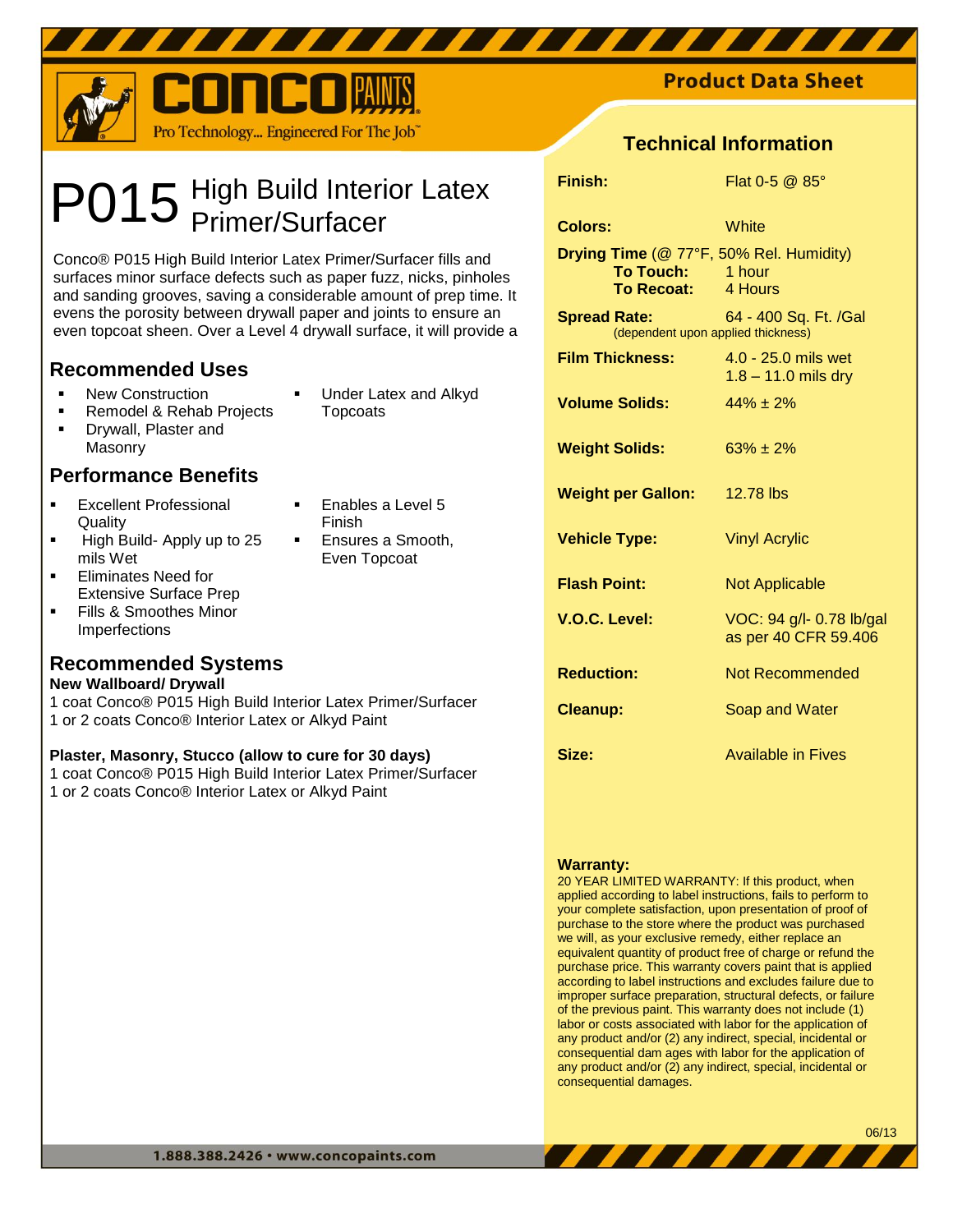CONCO PAINTS

Pro Technology... Engineered For The Job™

Product Data Sheet

# P015 High Build Interior Latex Primer/Surfacer

Conco® P015 High Build Interior Latex Primer/Surfacer fills and surfaces minor surface defects such as paper fuzz, nicks, pinholes and sanding grooves, saving a considerable amount of prep time. It evens the porosity between drywall paper and joints to ensure an even topcoat sheen. Over a Level 4 drywall surface, it will provide a

## Recommended Uses

- New Construction
- Remodel & Rehab Projects
- Drywall, Plaster and Masonry
- Under Latex and Alkyd Topcoats

## Performance Benefits

- Excellent Professional Quality
- High Build- Apply up to 25 mils Wet
- Eliminates Need for Extensive Surface Prep
- Fills & Smoothes Minor Imperfections
- Enables a Level 5 Finish
- Ensures a Smooth, Even Topcoat

## Recommended Systems

**New Wallboard/ Drywall**

1 coat Conco® P015 High Build Interior Latex Primer/Surfacer
1 or 2 coats Conco® Interior Latex or Alkyd Paint

**Plaster, Masonry, Stucco (allow to cure for 30 days)**

1 coat Conco® P015 High Build Interior Latex Primer/Surfacer
1 or 2 coats Conco® Interior Latex or Alkyd Paint

## Technical Information

| | |
|---|---|
| **Finish:** | Flat 0-5 @ 85° |
| **Colors:** | White |
| **Drying Time** (@ 77°F, 50% Rel. Humidity) | |
| **To Touch:** | 1 hour |
| **To Recoat:** | 4 Hours |
| **Spread Rate:** (dependent upon applied thickness) | 64 - 400 Sq. Ft. /Gal |
| **Film Thickness:** | 4.0 - 25.0 mils wet<br>1.8 – 11.0 mils dry |
| **Volume Solids:** | 44% ± 2% |
| **Weight Solids:** | 63% ± 2% |
| **Weight per Gallon:** | 12.78 lbs |
| **Vehicle Type:** | Vinyl Acrylic |
| **Flash Point:** | Not Applicable |
| **V.O.C. Level:** | VOC: 94 g/l- 0.78 lb/gal as per 40 CFR 59.406 |
| **Reduction:** | Not Recommended |
| **Cleanup:** | Soap and Water |
| **Size:** | Available in Fives |

**Warranty:**

20 YEAR LIMITED WARRANTY: If this product, when applied according to label instructions, fails to perform to your complete satisfaction, upon presentation of proof of purchase to the store where the product was purchased we will, as your exclusive remedy, either replace an equivalent quantity of product free of charge or refund the purchase price. This warranty covers paint that is applied according to label instructions and excludes failure due to improper surface preparation, structural defects, or failure of the previous paint. This warranty does not include (1) labor or costs associated with labor for the application of any product and/or (2) any indirect, special, incidental or consequential dam ages with labor for the application of any product and/or (2) any indirect, special, incidental or consequential damages.

06/13

1.888.388.2426 • www.concopaints.com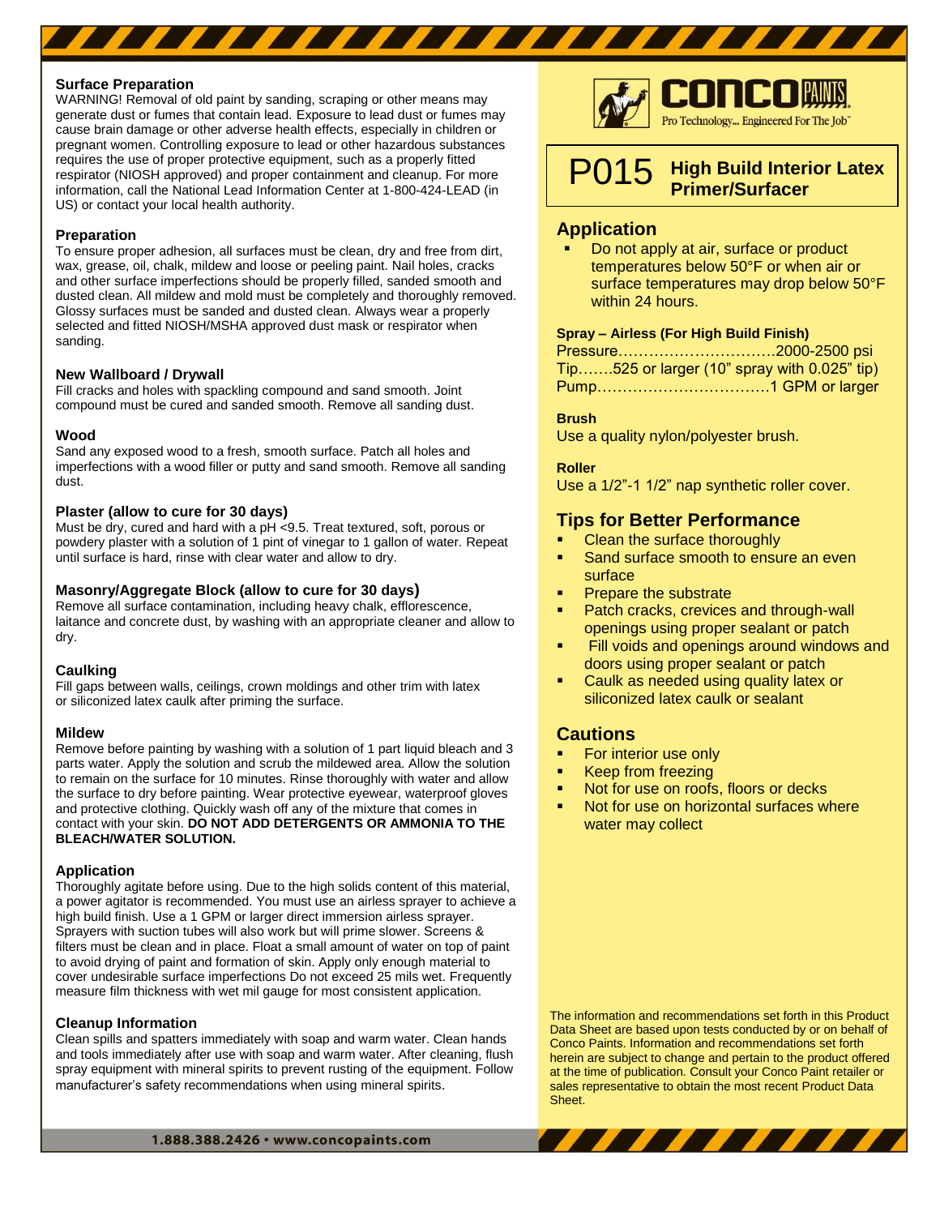### Surface Preparation

WARNING! Removal of old paint by sanding, scraping or other means may generate dust or fumes that contain lead. Exposure to lead dust or fumes may cause brain damage or other adverse health effects, especially in children or pregnant women. Controlling exposure to lead or other hazardous substances requires the use of proper protective equipment, such as a properly fitted respirator (NIOSH approved) and proper containment and cleanup. For more information, call the National Lead Information Center at 1-800-424-LEAD (in US) or contact your local health authority.

### Preparation

To ensure proper adhesion, all surfaces must be clean, dry and free from dirt, wax, grease, oil, chalk, mildew and loose or peeling paint. Nail holes, cracks and other surface imperfections should be properly filled, sanded smooth and dusted clean. All mildew and mold must be completely and thoroughly removed. Glossy surfaces must be sanded and dusted clean. Always wear a properly selected and fitted NIOSH/MSHA approved dust mask or respirator when sanding.

### New Wallboard / Drywall

Fill cracks and holes with spackling compound and sand smooth. Joint compound must be cured and sanded smooth. Remove all sanding dust.

### Wood

Sand any exposed wood to a fresh, smooth surface. Patch all holes and imperfections with a wood filler or putty and sand smooth. Remove all sanding dust.

### Plaster (allow to cure for 30 days)

Must be dry, cured and hard with a pH <9.5. Treat textured, soft, porous or powdery plaster with a solution of 1 pint of vinegar to 1 gallon of water. Repeat until surface is hard, rinse with clear water and allow to dry.

### Masonry/Aggregate Block (allow to cure for 30 days)

Remove all surface contamination, including heavy chalk, efflorescence, laitance and concrete dust, by washing with an appropriate cleaner and allow to dry.

### Caulking

Fill gaps between walls, ceilings, crown moldings and other trim with latex or siliconized latex caulk after priming the surface.

### Mildew

Remove before painting by washing with a solution of 1 part liquid bleach and 3 parts water. Apply the solution and scrub the mildewed area. Allow the solution to remain on the surface for 10 minutes. Rinse thoroughly with water and allow the surface to dry before painting. Wear protective eyewear, waterproof gloves and protective clothing. Quickly wash off any of the mixture that comes in contact with your skin. **DO NOT ADD DETERGENTS OR AMMONIA TO THE BLEACH/WATER SOLUTION.**

### Application

Thoroughly agitate before using. Due to the high solids content of this material, a power agitator is recommended. You must use an airless sprayer to achieve a high build finish. Use a 1 GPM or larger direct immersion airless sprayer. Sprayers with suction tubes will also work but will prime slower. Screens & filters must be clean and in place. Float a small amount of water on top of paint to avoid drying of paint and formation of skin. Apply only enough material to cover undesirable surface imperfections Do not exceed 25 mils wet. Frequently measure film thickness with wet mil gauge for most consistent application.

### Cleanup Information

Clean spills and spatters immediately with soap and warm water. Clean hands and tools immediately after use with soap and warm water. After cleaning, flush spray equipment with mineral spirits to prevent rusting of the equipment. Follow manufacturer's safety recommendations when using mineral spirits.

CONCO PAINTS

Pro Technology... Engineered For The Job™

# P015 High Build Interior Latex Primer/Surfacer

## Application

- Do not apply at air, surface or product temperatures below 50°F or when air or surface temperatures may drop below 50°F within 24 hours.

**Spray – Airless (For High Build Finish)**

Pressure…………………………2000-2500 psi
Tip…….525 or larger (10" spray with 0.025" tip)
Pump……………………………1 GPM or larger

**Brush**

Use a quality nylon/polyester brush.

**Roller**

Use a 1/2"-1 1/2" nap synthetic roller cover.

## Tips for Better Performance

- Clean the surface thoroughly
- Sand surface smooth to ensure an even surface
- Prepare the substrate
- Patch cracks, crevices and through-wall openings using proper sealant or patch
- Fill voids and openings around windows and doors using proper sealant or patch
- Caulk as needed using quality latex or siliconized latex caulk or sealant

## Cautions

- For interior use only
- Keep from freezing
- Not for use on roofs, floors or decks
- Not for use on horizontal surfaces where water may collect

The information and recommendations set forth in this Product Data Sheet are based upon tests conducted by or on behalf of Conco Paints. Information and recommendations set forth herein are subject to change and pertain to the product offered at the time of publication. Consult your Conco Paint retailer or sales representative to obtain the most recent Product Data Sheet.

1.888.388.2426 • www.concopaints.com